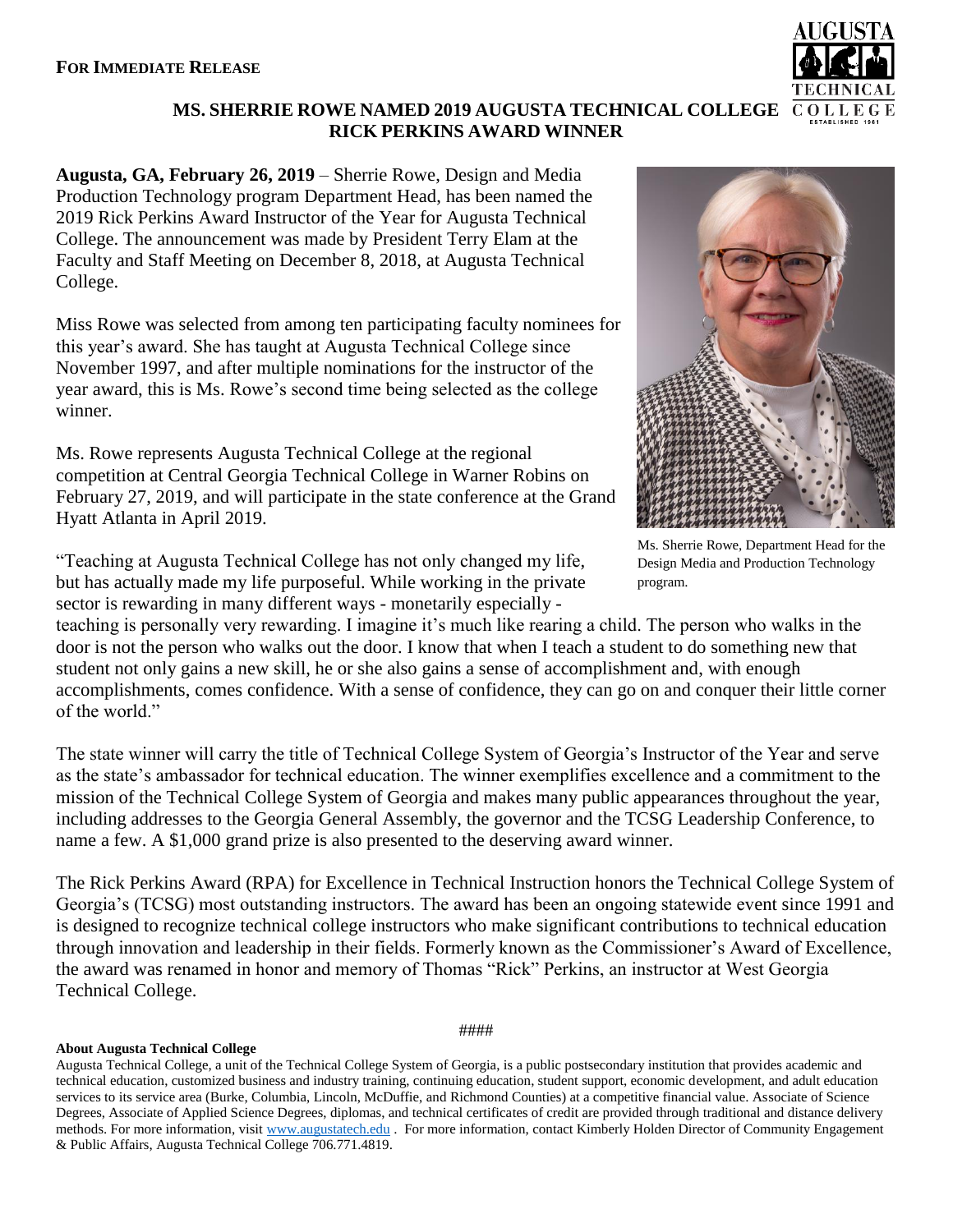**FOR IMMEDIATE RELEASE**

# MS. SHERRIE ROWE NAMED 2019 AUGUSTA TECHNICAL COLLEGE RICK PERKINS AWARD WINNER

**Augusta, GA, February 26, 2019** – Sherrie Rowe, Design and Media Production Technology program Department Head, has been named the 2019 Rick Perkins Award Instructor of the Year for Augusta Technical College. The announcement was made by President Terry Elam at the Faculty and Staff Meeting on December 8, 2018, at Augusta Technical College.

Miss Rowe was selected from among ten participating faculty nominees for this year's award. She has taught at Augusta Technical College since November 1997, and after multiple nominations for the instructor of the year award, this is Ms. Rowe's second time being selected as the college winner.

Ms. Rowe represents Augusta Technical College at the regional competition at Central Georgia Technical College in Warner Robins on February 27, 2019, and will participate in the state conference at the Grand Hyatt Atlanta in April 2019.

Ms. Sherrie Rowe, Department Head for the Design Media and Production Technology program.

"Teaching at Augusta Technical College has not only changed my life, but has actually made my life purposeful. While working in the private sector is rewarding in many different ways - monetarily especially - teaching is personally very rewarding. I imagine it's much like rearing a child. The person who walks in the door is not the person who walks out the door. I know that when I teach a student to do something new that student not only gains a new skill, he or she also gains a sense of accomplishment and, with enough accomplishments, comes confidence. With a sense of confidence, they can go on and conquer their little corner of the world."

The state winner will carry the title of Technical College System of Georgia's Instructor of the Year and serve as the state's ambassador for technical education. The winner exemplifies excellence and a commitment to the mission of the Technical College System of Georgia and makes many public appearances throughout the year, including addresses to the Georgia General Assembly, the governor and the TCSG Leadership Conference, to name a few. A $1,000 grand prize is also presented to the deserving award winner.

The Rick Perkins Award (RPA) for Excellence in Technical Instruction honors the Technical College System of Georgia's (TCSG) most outstanding instructors. The award has been an ongoing statewide event since 1991 and is designed to recognize technical college instructors who make significant contributions to technical education through innovation and leadership in their fields. Formerly known as the Commissioner's Award of Excellence, the award was renamed in honor and memory of Thomas "Rick" Perkins, an instructor at West Georgia Technical College.

####

**About Augusta Technical College**

Augusta Technical College, a unit of the Technical College System of Georgia, is a public postsecondary institution that provides academic and technical education, customized business and industry training, continuing education, student support, economic development, and adult education services to its service area (Burke, Columbia, Lincoln, McDuffie, and Richmond Counties) at a competitive financial value. Associate of Science Degrees, Associate of Applied Science Degrees, diplomas, and technical certificates of credit are provided through traditional and distance delivery methods. For more information, visit www.augustatech.edu . For more information, contact Kimberly Holden Director of Community Engagement & Public Affairs, Augusta Technical College 706.771.4819.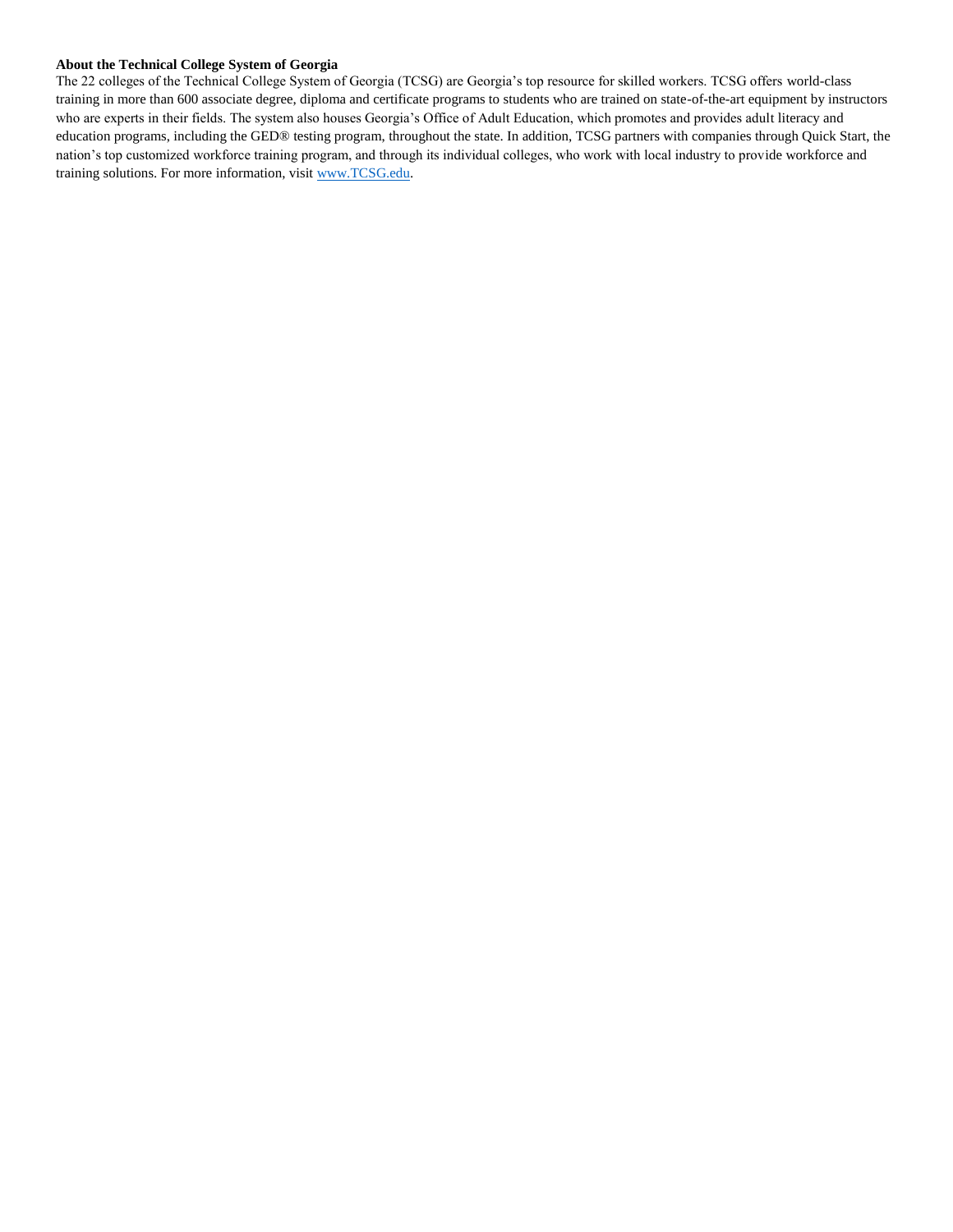**About the Technical College System of Georgia**

The 22 colleges of the Technical College System of Georgia (TCSG) are Georgia's top resource for skilled workers. TCSG offers world-class training in more than 600 associate degree, diploma and certificate programs to students who are trained on state-of-the-art equipment by instructors who are experts in their fields. The system also houses Georgia's Office of Adult Education, which promotes and provides adult literacy and education programs, including the GED® testing program, throughout the state. In addition, TCSG partners with companies through Quick Start, the nation's top customized workforce training program, and through its individual colleges, who work with local industry to provide workforce and training solutions. For more information, visit [www.TCSG.edu](http://www.TCSG.edu).